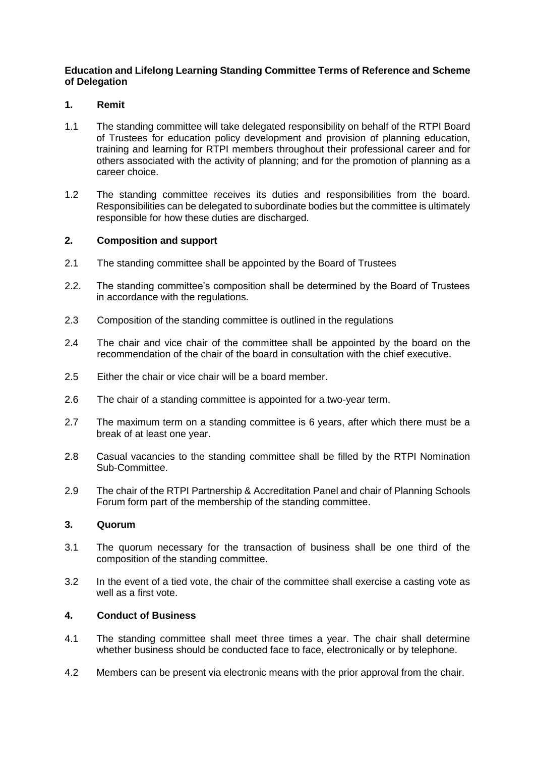**Education and Lifelong Learning Standing Committee Terms of Reference and Scheme of Delegation**

**1. Remit**

1.1 The standing committee will take delegated responsibility on behalf of the RTPI Board of Trustees for education policy development and provision of planning education, training and learning for RTPI members throughout their professional career and for others associated with the activity of planning; and for the promotion of planning as a career choice.

1.2 The standing committee receives its duties and responsibilities from the board. Responsibilities can be delegated to subordinate bodies but the committee is ultimately responsible for how these duties are discharged.

**2. Composition and support**

2.1 The standing committee shall be appointed by the Board of Trustees

2.2. The standing committee's composition shall be determined by the Board of Trustees in accordance with the regulations.

2.3 Composition of the standing committee is outlined in the regulations

2.4 The chair and vice chair of the committee shall be appointed by the board on the recommendation of the chair of the board in consultation with the chief executive.

2.5 Either the chair or vice chair will be a board member.

2.6 The chair of a standing committee is appointed for a two-year term.

2.7 The maximum term on a standing committee is 6 years, after which there must be a break of at least one year.

2.8 Casual vacancies to the standing committee shall be filled by the RTPI Nomination Sub-Committee.

2.9 The chair of the RTPI Partnership & Accreditation Panel and chair of Planning Schools Forum form part of the membership of the standing committee.

**3. Quorum**

3.1 The quorum necessary for the transaction of business shall be one third of the composition of the standing committee.

3.2 In the event of a tied vote, the chair of the committee shall exercise a casting vote as well as a first vote.

**4. Conduct of Business**

4.1 The standing committee shall meet three times a year. The chair shall determine whether business should be conducted face to face, electronically or by telephone.

4.2 Members can be present via electronic means with the prior approval from the chair.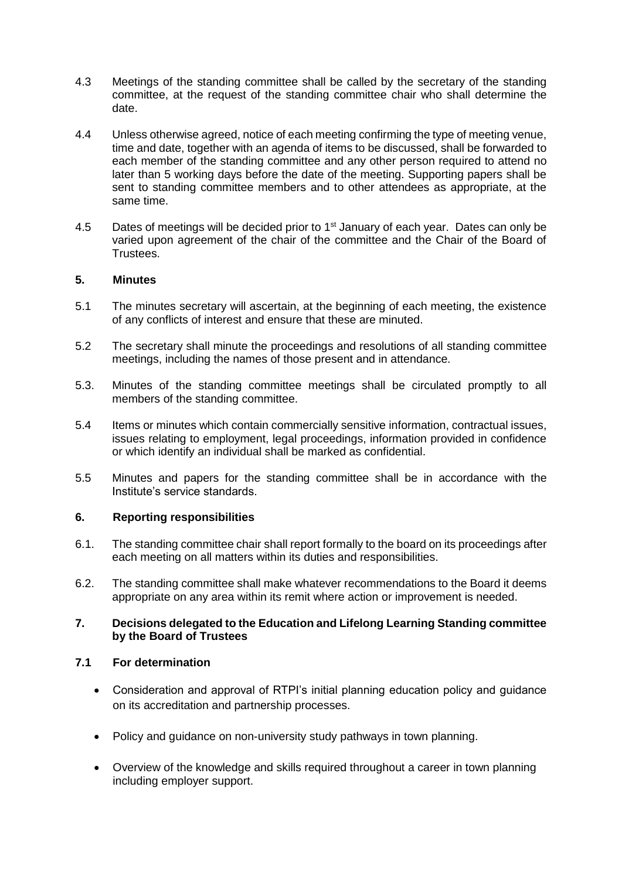4.3 Meetings of the standing committee shall be called by the secretary of the standing committee, at the request of the standing committee chair who shall determine the date.

4.4 Unless otherwise agreed, notice of each meeting confirming the type of meeting venue, time and date, together with an agenda of items to be discussed, shall be forwarded to each member of the standing committee and any other person required to attend no later than 5 working days before the date of the meeting. Supporting papers shall be sent to standing committee members and to other attendees as appropriate, at the same time.

4.5 Dates of meetings will be decided prior to 1st January of each year. Dates can only be varied upon agreement of the chair of the committee and the Chair of the Board of Trustees.

## 5. Minutes

5.1 The minutes secretary will ascertain, at the beginning of each meeting, the existence of any conflicts of interest and ensure that these are minuted.

5.2 The secretary shall minute the proceedings and resolutions of all standing committee meetings, including the names of those present and in attendance.

5.3. Minutes of the standing committee meetings shall be circulated promptly to all members of the standing committee.

5.4 Items or minutes which contain commercially sensitive information, contractual issues, issues relating to employment, legal proceedings, information provided in confidence or which identify an individual shall be marked as confidential.

5.5 Minutes and papers for the standing committee shall be in accordance with the Institute's service standards.

## 6. Reporting responsibilities

6.1. The standing committee chair shall report formally to the board on its proceedings after each meeting on all matters within its duties and responsibilities.

6.2. The standing committee shall make whatever recommendations to the Board it deems appropriate on any area within its remit where action or improvement is needed.

## 7. Decisions delegated to the Education and Lifelong Learning Standing committee by the Board of Trustees

### 7.1 For determination

- Consideration and approval of RTPI's initial planning education policy and guidance on its accreditation and partnership processes.
- Policy and guidance on non-university study pathways in town planning.
- Overview of the knowledge and skills required throughout a career in town planning including employer support.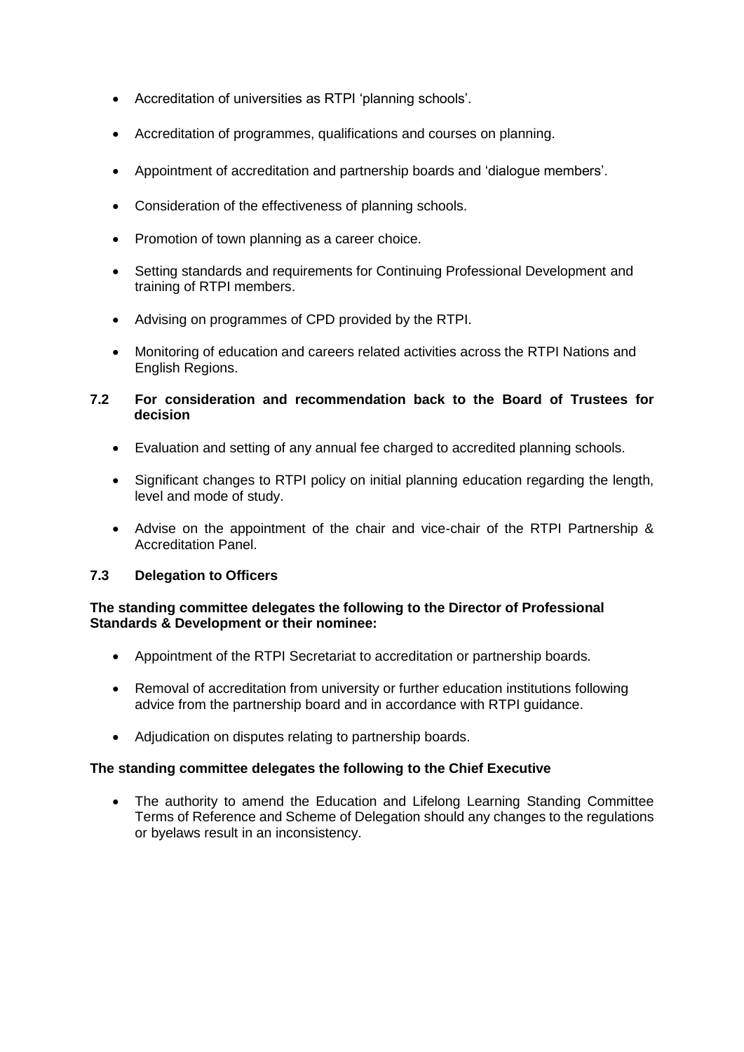- Accreditation of universities as RTPI 'planning schools'.
- Accreditation of programmes, qualifications and courses on planning.
- Appointment of accreditation and partnership boards and 'dialogue members'.
- Consideration of the effectiveness of planning schools.
- Promotion of town planning as a career choice.
- Setting standards and requirements for Continuing Professional Development and training of RTPI members.
- Advising on programmes of CPD provided by the RTPI.
- Monitoring of education and careers related activities across the RTPI Nations and English Regions.

### 7.2 For consideration and recommendation back to the Board of Trustees for decision

- Evaluation and setting of any annual fee charged to accredited planning schools.
- Significant changes to RTPI policy on initial planning education regarding the length, level and mode of study.
- Advise on the appointment of the chair and vice-chair of the RTPI Partnership & Accreditation Panel.

### 7.3 Delegation to Officers

**The standing committee delegates the following to the Director of Professional Standards & Development or their nominee:**

- Appointment of the RTPI Secretariat to accreditation or partnership boards.
- Removal of accreditation from university or further education institutions following advice from the partnership board and in accordance with RTPI guidance.
- Adjudication on disputes relating to partnership boards.

**The standing committee delegates the following to the Chief Executive**

- The authority to amend the Education and Lifelong Learning Standing Committee Terms of Reference and Scheme of Delegation should any changes to the regulations or byelaws result in an inconsistency.